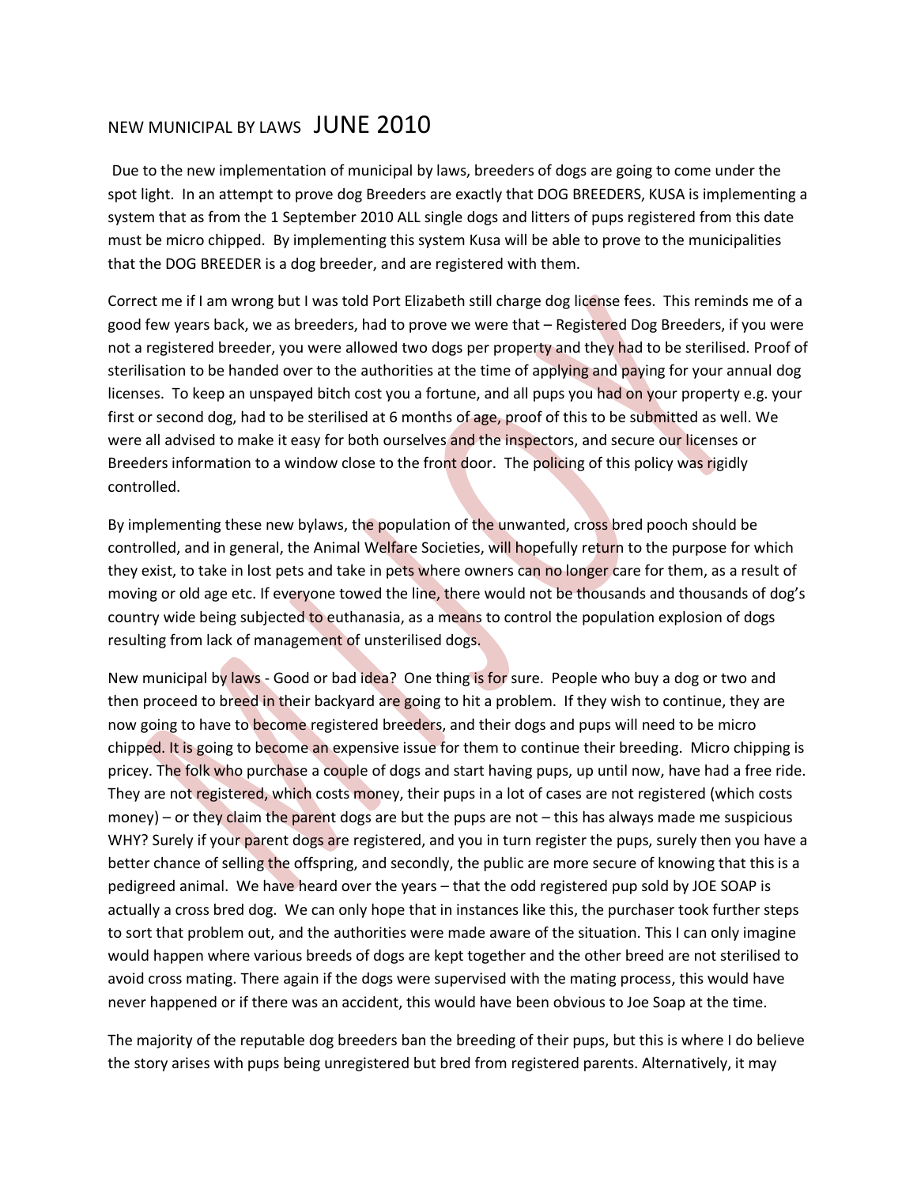# NEW MUNICIPAL BY LAWS JUNE 2010

Due to the new implementation of municipal by laws, breeders of dogs are going to come under the spot light. In an attempt to prove dog Breeders are exactly that DOG BREEDERS, KUSA is implementing a system that as from the 1 September 2010 ALL single dogs and litters of pups registered from this date must be micro chipped. By implementing this system Kusa will be able to prove to the municipalities that the DOG BREEDER is a dog breeder, and are registered with them.

Correct me if I am wrong but I was told Port Elizabeth still charge dog license fees. This reminds me of a good few years back, we as breeders, had to prove we were that – Registered Dog Breeders, if you were not a registered breeder, you were allowed two dogs per property and they had to be sterilised. Proof of sterilisation to be handed over to the authorities at the time of applying and paying for your annual dog licenses. To keep an unspayed bitch cost you a fortune, and all pups you had on your property e.g. your first or second dog, had to be sterilised at 6 months of age, proof of this to be submitted as well. We were all advised to make it easy for both ourselves and the inspectors, and secure our licenses or Breeders information to a window close to the front door. The policing of this policy was rigidly controlled.

By implementing these new bylaws, the population of the unwanted, cross bred pooch should be controlled, and in general, the Animal Welfare Societies, will hopefully return to the purpose for which they exist, to take in lost pets and take in pets where owners can no longer care for them, as a result of moving or old age etc. If everyone towed the line, there would not be thousands and thousands of dog's country wide being subjected to euthanasia, as a means to control the population explosion of dogs resulting from lack of management of unsterilised dogs.

New municipal by laws - Good or bad idea? One thing is for sure. People who buy a dog or two and then proceed to breed in their backyard are going to hit a problem. If they wish to continue, they are now going to have to become registered breeders, and their dogs and pups will need to be micro chipped. It is going to become an expensive issue for them to continue their breeding. Micro chipping is pricey. The folk who purchase a couple of dogs and start having pups, up until now, have had a free ride. They are not registered, which costs money, their pups in a lot of cases are not registered (which costs money) – or they claim the parent dogs are but the pups are not – this has always made me suspicious WHY? Surely if your parent dogs are registered, and you in turn register the pups, surely then you have a better chance of selling the offspring, and secondly, the public are more secure of knowing that this is a pedigreed animal. We have heard over the years – that the odd registered pup sold by JOE SOAP is actually a cross bred dog. We can only hope that in instances like this, the purchaser took further steps to sort that problem out, and the authorities were made aware of the situation. This I can only imagine would happen where various breeds of dogs are kept together and the other breed are not sterilised to avoid cross mating. There again if the dogs were supervised with the mating process, this would have never happened or if there was an accident, this would have been obvious to Joe Soap at the time.

The majority of the reputable dog breeders ban the breeding of their pups, but this is where I do believe the story arises with pups being unregistered but bred from registered parents. Alternatively, it may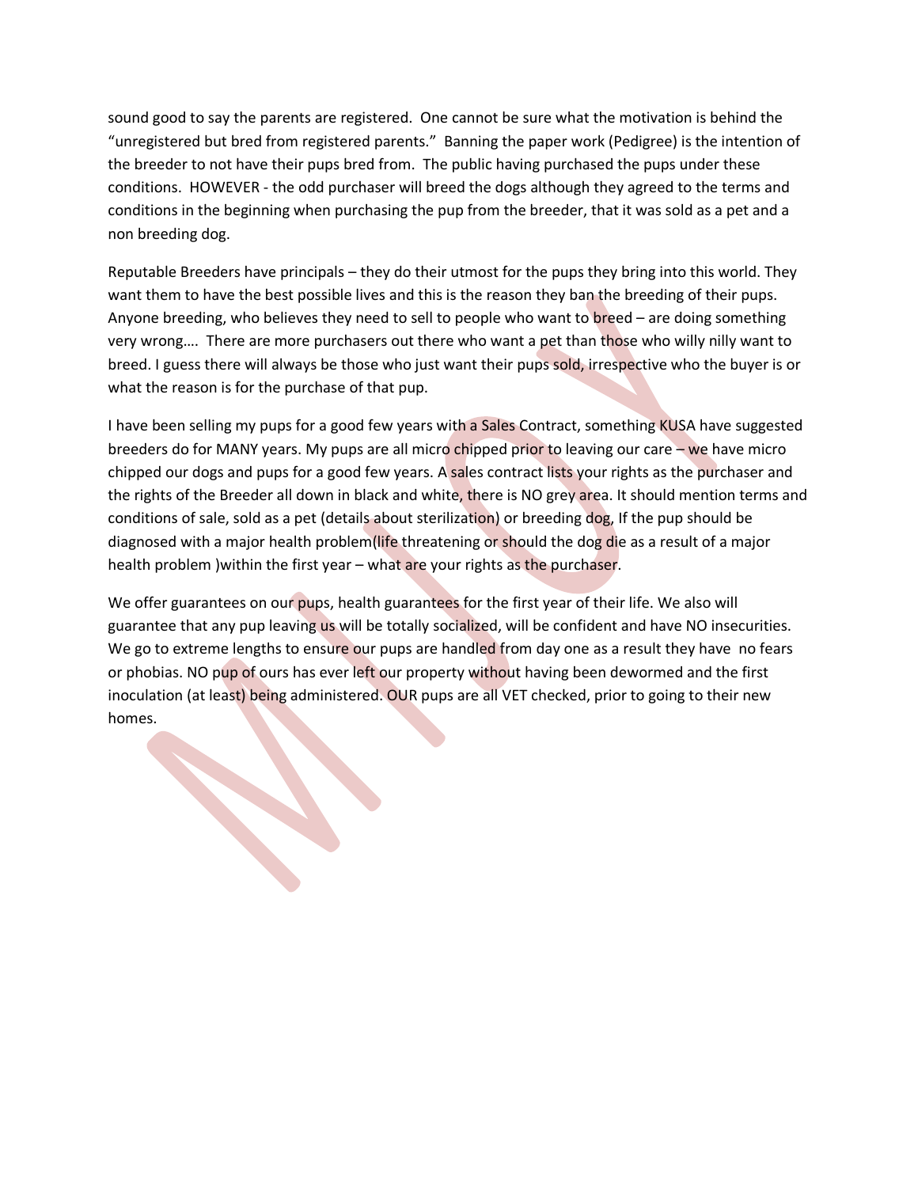sound good to say the parents are registered. One cannot be sure what the motivation is behind the "unregistered but bred from registered parents." Banning the paper work (Pedigree) is the intention of the breeder to not have their pups bred from. The public having purchased the pups under these conditions. HOWEVER - the odd purchaser will breed the dogs although they agreed to the terms and conditions in the beginning when purchasing the pup from the breeder, that it was sold as a pet and a non breeding dog.

Reputable Breeders have principals – they do their utmost for the pups they bring into this world. They want them to have the best possible lives and this is the reason they ban the breeding of their pups. Anyone breeding, who believes they need to sell to people who want to breed – are doing something very wrong…. There are more purchasers out there who want a pet than those who willy nilly want to breed. I guess there will always be those who just want their pups sold, irrespective who the buyer is or what the reason is for the purchase of that pup.

I have been selling my pups for a good few years with a Sales Contract, something KUSA have suggested breeders do for MANY years. My pups are all micro chipped prior to leaving our care – we have micro chipped our dogs and pups for a good few years. A sales contract lists your rights as the purchaser and the rights of the Breeder all down in black and white, there is NO grey area. It should mention terms and conditions of sale, sold as a pet (details about sterilization) or breeding dog, If the pup should be diagnosed with a major health problem(life threatening or should the dog die as a result of a major health problem )within the first year – what are your rights as the purchaser.

We offer guarantees on our pups, health guarantees for the first year of their life. We also will guarantee that any pup leaving us will be totally socialized, will be confident and have NO insecurities. We go to extreme lengths to ensure our pups are handled from day one as a result they have no fears or phobias. NO pup of ours has ever left our property without having been dewormed and the first inoculation (at least) being administered. OUR pups are all VET checked, prior to going to their new homes.